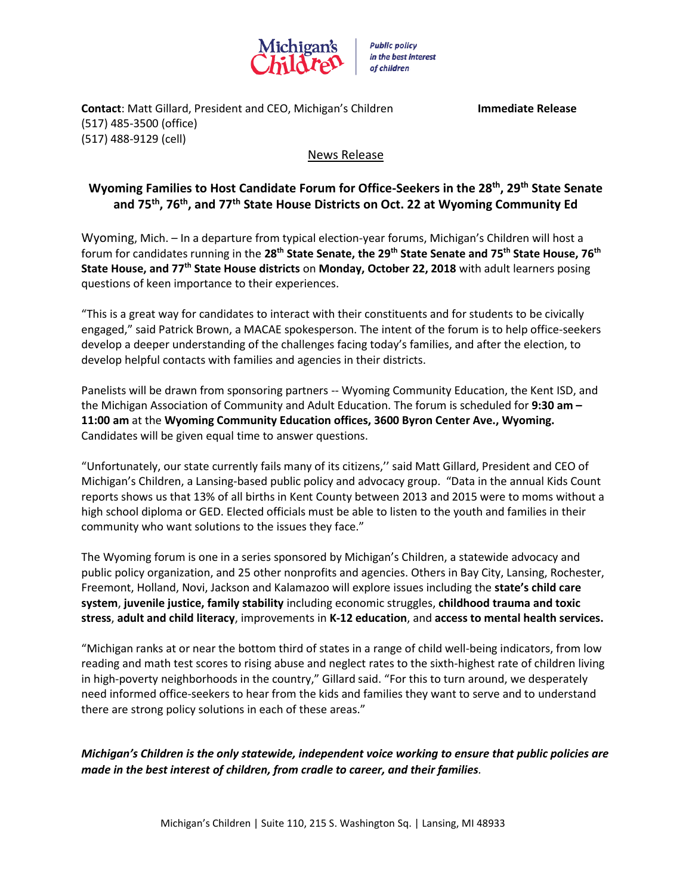Michigan's Children | Public policy in the best interest of children

**Contact**: Matt Gillard, President and CEO, Michigan's Children
(517) 485-3500 (office)
(517) 488-9129 (cell)

**Immediate Release**

News Release

## Wyoming Families to Host Candidate Forum for Office-Seekers in the 28th, 29th State Senate and 75th, 76th, and 77th State House Districts on Oct. 22 at Wyoming Community Ed

Wyoming, Mich. – In a departure from typical election-year forums, Michigan's Children will host a forum for candidates running in the **28th State Senate, the 29th State Senate and 75th State House, 76th State House, and 77th State House districts** on **Monday, October 22, 2018** with adult learners posing questions of keen importance to their experiences.

"This is a great way for candidates to interact with their constituents and for students to be civically engaged," said Patrick Brown, a MACAE spokesperson. The intent of the forum is to help office-seekers develop a deeper understanding of the challenges facing today's families, and after the election, to develop helpful contacts with families and agencies in their districts.

Panelists will be drawn from sponsoring partners -- Wyoming Community Education, the Kent ISD, and the Michigan Association of Community and Adult Education. The forum is scheduled for **9:30 am – 11:00 am** at the **Wyoming Community Education offices, 3600 Byron Center Ave., Wyoming.** Candidates will be given equal time to answer questions.

"Unfortunately, our state currently fails many of its citizens,'' said Matt Gillard, President and CEO of Michigan's Children, a Lansing-based public policy and advocacy group. "Data in the annual Kids Count reports shows us that 13% of all births in Kent County between 2013 and 2015 were to moms without a high school diploma or GED. Elected officials must be able to listen to the youth and families in their community who want solutions to the issues they face."

The Wyoming forum is one in a series sponsored by Michigan's Children, a statewide advocacy and public policy organization, and 25 other nonprofits and agencies. Others in Bay City, Lansing, Rochester, Freemont, Holland, Novi, Jackson and Kalamazoo will explore issues including the **state's child care system**, **juvenile justice, family stability** including economic struggles, **childhood trauma and toxic stress**, **adult and child literacy**, improvements in **K-12 education**, and **access to mental health services.**

"Michigan ranks at or near the bottom third of states in a range of child well-being indicators, from low reading and math test scores to rising abuse and neglect rates to the sixth-highest rate of children living in high-poverty neighborhoods in the country," Gillard said. "For this to turn around, we desperately need informed office-seekers to hear from the kids and families they want to serve and to understand there are strong policy solutions in each of these areas."

***Michigan's Children is the only statewide, independent voice working to ensure that public policies are made in the best interest of children, from cradle to career, and their families.***

Michigan's Children | Suite 110, 215 S. Washington Sq. | Lansing, MI 48933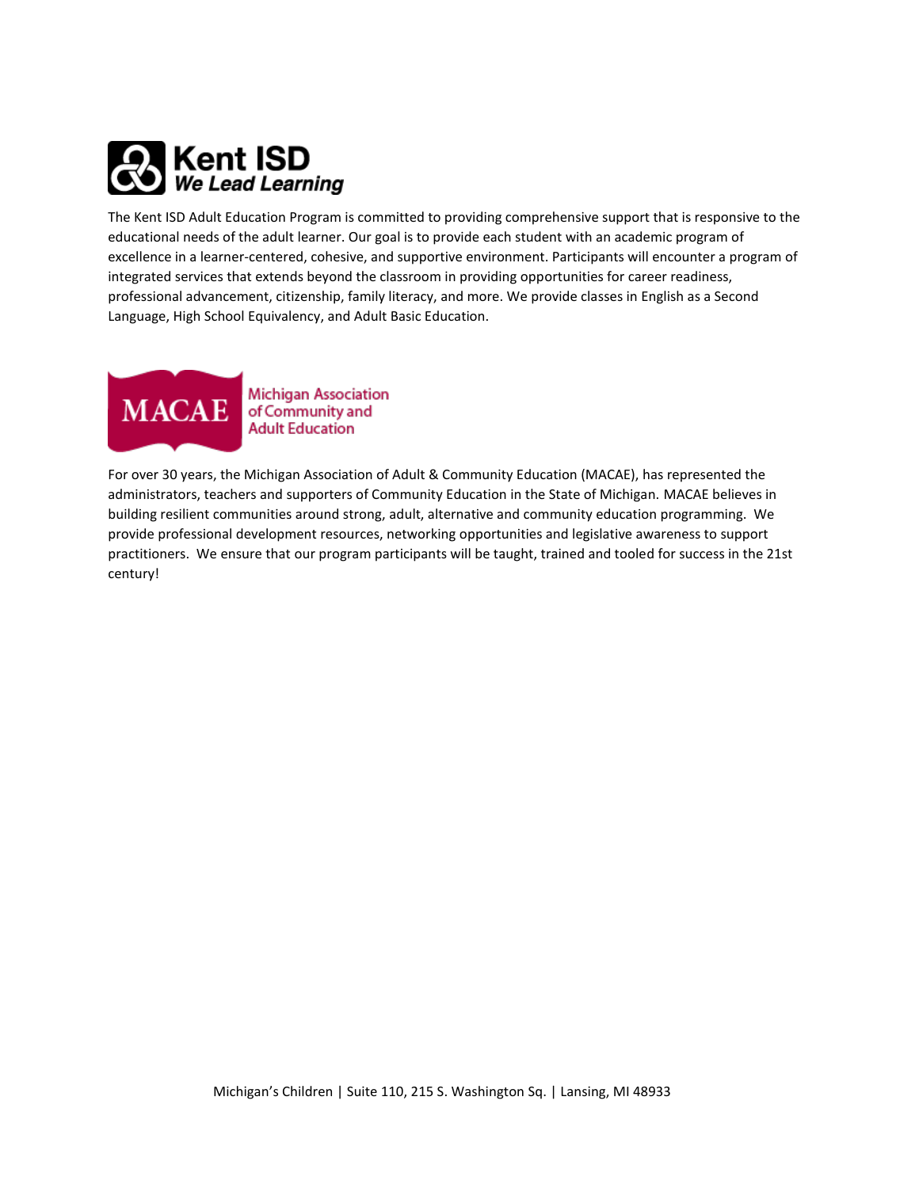Kent ISD
*We Lead Learning*

The Kent ISD Adult Education Program is committed to providing comprehensive support that is responsive to the educational needs of the adult learner. Our goal is to provide each student with an academic program of excellence in a learner-centered, cohesive, and supportive environment. Participants will encounter a program of integrated services that extends beyond the classroom in providing opportunities for career readiness, professional advancement, citizenship, family literacy, and more. We provide classes in English as a Second Language, High School Equivalency, and Adult Basic Education.

MACAE Michigan Association of Community and Adult Education

For over 30 years, the Michigan Association of Adult & Community Education (MACAE), has represented the administrators, teachers and supporters of Community Education in the State of Michigan. MACAE believes in building resilient communities around strong, adult, alternative and community education programming. We provide professional development resources, networking opportunities and legislative awareness to support practitioners. We ensure that our program participants will be taught, trained and tooled for success in the 21st century!

Michigan's Children | Suite 110, 215 S. Washington Sq. | Lansing, MI 48933